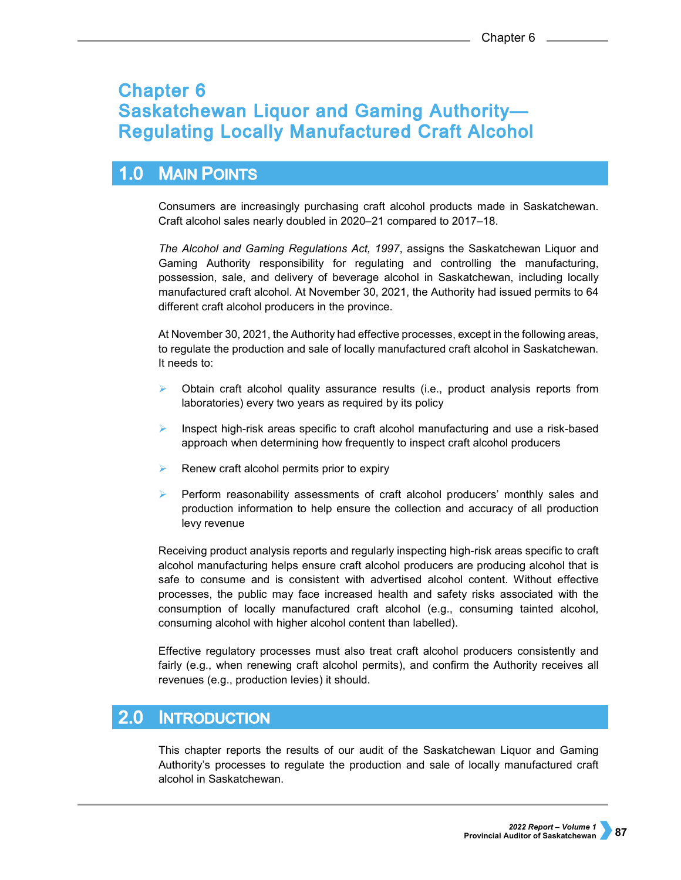# Chapter 6
# Saskatchewan Liquor and Gaming Authority—Regulating Locally Manufactured Craft Alcohol

## 1.0 Main Points

Consumers are increasingly purchasing craft alcohol products made in Saskatchewan. Craft alcohol sales nearly doubled in 2020–21 compared to 2017–18.

*The Alcohol and Gaming Regulations Act, 1997*, assigns the Saskatchewan Liquor and Gaming Authority responsibility for regulating and controlling the manufacturing, possession, sale, and delivery of beverage alcohol in Saskatchewan, including locally manufactured craft alcohol. At November 30, 2021, the Authority had issued permits to 64 different craft alcohol producers in the province.

At November 30, 2021, the Authority had effective processes, except in the following areas, to regulate the production and sale of locally manufactured craft alcohol in Saskatchewan. It needs to:

- Obtain craft alcohol quality assurance results (i.e., product analysis reports from laboratories) every two years as required by its policy
- Inspect high-risk areas specific to craft alcohol manufacturing and use a risk-based approach when determining how frequently to inspect craft alcohol producers
- Renew craft alcohol permits prior to expiry
- Perform reasonability assessments of craft alcohol producers' monthly sales and production information to help ensure the collection and accuracy of all production levy revenue

Receiving product analysis reports and regularly inspecting high-risk areas specific to craft alcohol manufacturing helps ensure craft alcohol producers are producing alcohol that is safe to consume and is consistent with advertised alcohol content. Without effective processes, the public may face increased health and safety risks associated with the consumption of locally manufactured craft alcohol (e.g., consuming tainted alcohol, consuming alcohol with higher alcohol content than labelled).

Effective regulatory processes must also treat craft alcohol producers consistently and fairly (e.g., when renewing craft alcohol permits), and confirm the Authority receives all revenues (e.g., production levies) it should.

## 2.0 Introduction

This chapter reports the results of our audit of the Saskatchewan Liquor and Gaming Authority's processes to regulate the production and sale of locally manufactured craft alcohol in Saskatchewan.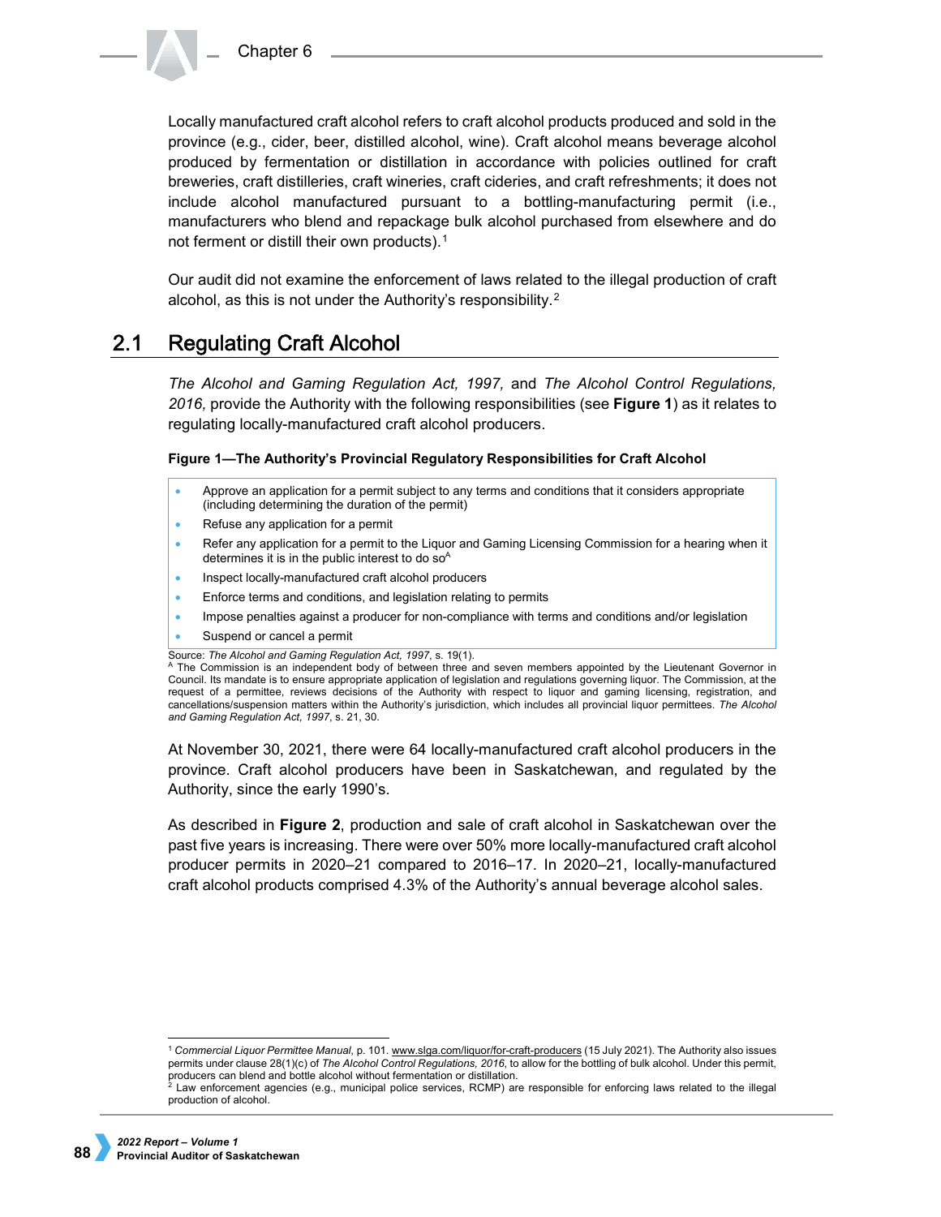Locally manufactured craft alcohol refers to craft alcohol products produced and sold in the province (e.g., cider, beer, distilled alcohol, wine). Craft alcohol means beverage alcohol produced by fermentation or distillation in accordance with policies outlined for craft breweries, craft distilleries, craft wineries, craft cideries, and craft refreshments; it does not include alcohol manufactured pursuant to a bottling-manufacturing permit (i.e., manufacturers who blend and repackage bulk alcohol purchased from elsewhere and do not ferment or distill their own products).[1]

Our audit did not examine the enforcement of laws related to the illegal production of craft alcohol, as this is not under the Authority's responsibility.[2]

## 2.1 Regulating Craft Alcohol

*The Alcohol and Gaming Regulation Act, 1997,* and *The Alcohol Control Regulations, 2016,* provide the Authority with the following responsibilities (see **Figure 1**) as it relates to regulating locally-manufactured craft alcohol producers.

**Figure 1—The Authority's Provincial Regulatory Responsibilities for Craft Alcohol**

- Approve an application for a permit subject to any terms and conditions that it considers appropriate (including determining the duration of the permit)
- Refuse any application for a permit
- Refer any application for a permit to the Liquor and Gaming Licensing Commission for a hearing when it determines it is in the public interest to do so[A]
- Inspect locally-manufactured craft alcohol producers
- Enforce terms and conditions, and legislation relating to permits
- Impose penalties against a producer for non-compliance with terms and conditions and/or legislation
- Suspend or cancel a permit

Source: *The Alcohol and Gaming Regulation Act, 1997*, s. 19(1).
[A] The Commission is an independent body of between three and seven members appointed by the Lieutenant Governor in Council. Its mandate is to ensure appropriate application of legislation and regulations governing liquor. The Commission, at the request of a permittee, reviews decisions of the Authority with respect to liquor and gaming licensing, registration, and cancellations/suspension matters within the Authority's jurisdiction, which includes all provincial liquor permittees. *The Alcohol and Gaming Regulation Act, 1997*, s. 21, 30.

At November 30, 2021, there were 64 locally-manufactured craft alcohol producers in the province. Craft alcohol producers have been in Saskatchewan, and regulated by the Authority, since the early 1990's.

As described in **Figure 2**, production and sale of craft alcohol in Saskatchewan over the past five years is increasing. There were over 50% more locally-manufactured craft alcohol producer permits in 2020–21 compared to 2016–17. In 2020–21, locally-manufactured craft alcohol products comprised 4.3% of the Authority's annual beverage alcohol sales.

---

[1] *Commercial Liquor Permittee Manual*, p. 101. www.slga.com/liquor/for-craft-producers (15 July 2021). The Authority also issues permits under clause 28(1)(c) of *The Alcohol Control Regulations, 2016*, to allow for the bottling of bulk alcohol. Under this permit, producers can blend and bottle alcohol without fermentation or distillation.
[2] Law enforcement agencies (e.g., municipal police services, RCMP) are responsible for enforcing laws related to the illegal production of alcohol.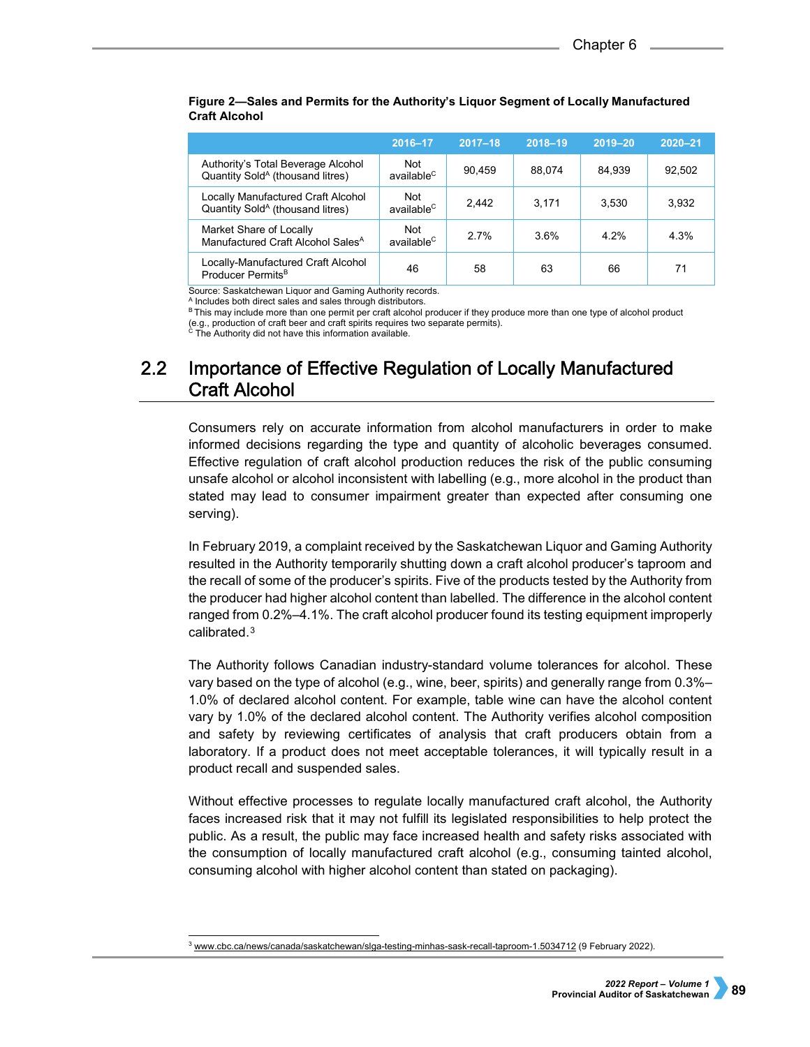**Figure 2—Sales and Permits for the Authority's Liquor Segment of Locally Manufactured Craft Alcohol**

| | 2016–17 | 2017–18 | 2018–19 | 2019–20 | 2020–21 |
|---|---|---|---|---|---|
| Authority's Total Beverage Alcohol Quantity Sold[A] (thousand litres) | Not available[C] | 90,459 | 88,074 | 84,939 | 92,502 |
| Locally Manufactured Craft Alcohol Quantity Sold[A] (thousand litres) | Not available[C] | 2,442 | 3,171 | 3,530 | 3,932 |
| Market Share of Locally Manufactured Craft Alcohol Sales[A] | Not available[C] | 2.7% | 3.6% | 4.2% | 4.3% |
| Locally-Manufactured Craft Alcohol Producer Permits[B] | 46 | 58 | 63 | 66 | 71 |

Source: Saskatchewan Liquor and Gaming Authority records.
[A] Includes both direct sales and sales through distributors.
[B] This may include more than one permit per craft alcohol producer if they produce more than one type of alcohol product (e.g., production of craft beer and craft spirits requires two separate permits).
[C] The Authority did not have this information available.

## 2.2 Importance of Effective Regulation of Locally Manufactured Craft Alcohol

Consumers rely on accurate information from alcohol manufacturers in order to make informed decisions regarding the type and quantity of alcoholic beverages consumed. Effective regulation of craft alcohol production reduces the risk of the public consuming unsafe alcohol or alcohol inconsistent with labelling (e.g., more alcohol in the product than stated may lead to consumer impairment greater than expected after consuming one serving).

In February 2019, a complaint received by the Saskatchewan Liquor and Gaming Authority resulted in the Authority temporarily shutting down a craft alcohol producer's taproom and the recall of some of the producer's spirits. Five of the products tested by the Authority from the producer had higher alcohol content than labelled. The difference in the alcohol content ranged from 0.2%–4.1%. The craft alcohol producer found its testing equipment improperly calibrated.[3]

The Authority follows Canadian industry-standard volume tolerances for alcohol. These vary based on the type of alcohol (e.g., wine, beer, spirits) and generally range from 0.3%–1.0% of declared alcohol content. For example, table wine can have the alcohol content vary by 1.0% of the declared alcohol content. The Authority verifies alcohol composition and safety by reviewing certificates of analysis that craft producers obtain from a laboratory. If a product does not meet acceptable tolerances, it will typically result in a product recall and suspended sales.

Without effective processes to regulate locally manufactured craft alcohol, the Authority faces increased risk that it may not fulfill its legislated responsibilities to help protect the public. As a result, the public may face increased health and safety risks associated with the consumption of locally manufactured craft alcohol (e.g., consuming tainted alcohol, consuming alcohol with higher alcohol content than stated on packaging).

[3] www.cbc.ca/news/canada/saskatchewan/slga-testing-minhas-sask-recall-taproom-1.5034712 (9 February 2022).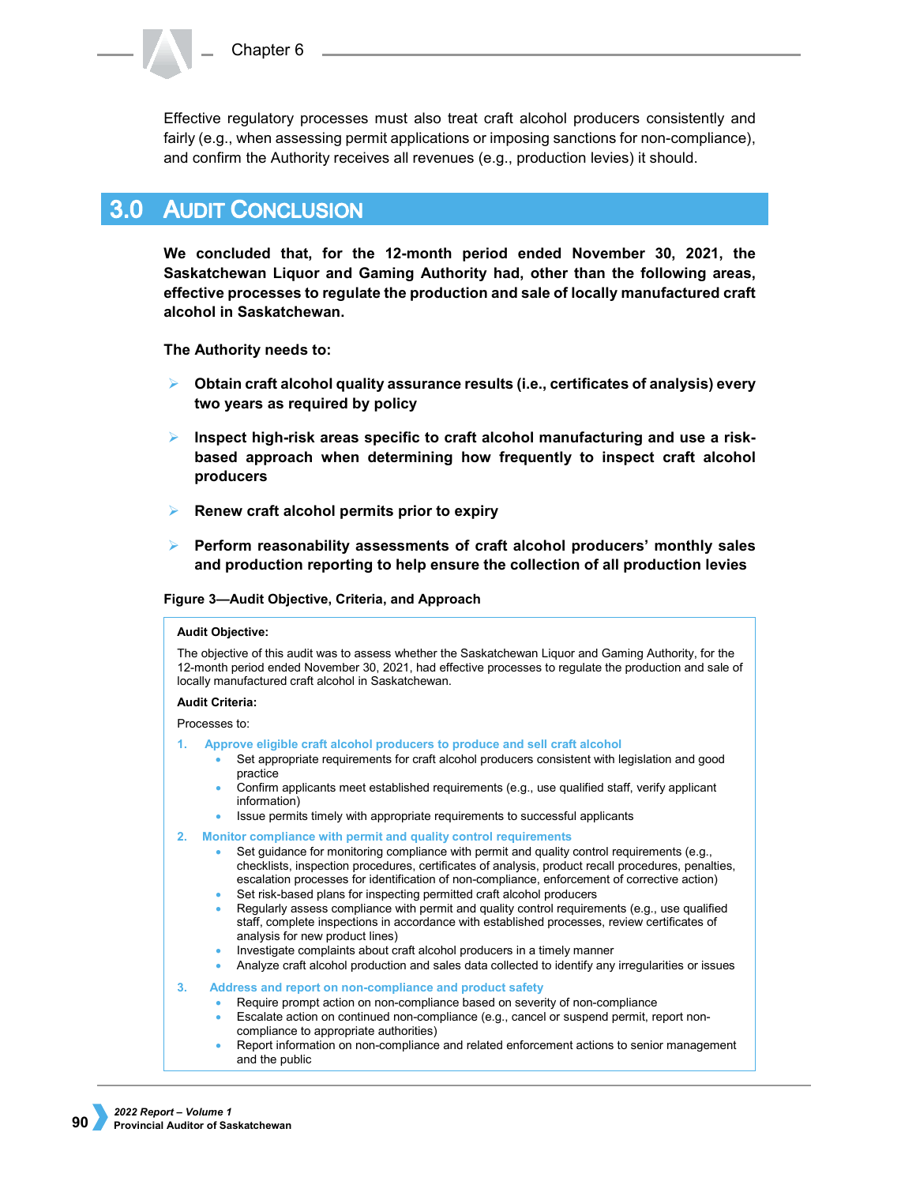Effective regulatory processes must also treat craft alcohol producers consistently and fairly (e.g., when assessing permit applications or imposing sanctions for non-compliance), and confirm the Authority receives all revenues (e.g., production levies) it should.

## 3.0 Audit Conclusion

**We concluded that, for the 12-month period ended November 30, 2021, the Saskatchewan Liquor and Gaming Authority had, other than the following areas, effective processes to regulate the production and sale of locally manufactured craft alcohol in Saskatchewan.**

**The Authority needs to:**

- **Obtain craft alcohol quality assurance results (i.e., certificates of analysis) every two years as required by policy**
- **Inspect high-risk areas specific to craft alcohol manufacturing and use a risk-based approach when determining how frequently to inspect craft alcohol producers**
- **Renew craft alcohol permits prior to expiry**
- **Perform reasonability assessments of craft alcohol producers' monthly sales and production reporting to help ensure the collection of all production levies**

**Figure 3—Audit Objective, Criteria, and Approach**

**Audit Objective:**

The objective of this audit was to assess whether the Saskatchewan Liquor and Gaming Authority, for the 12-month period ended November 30, 2021, had effective processes to regulate the production and sale of locally manufactured craft alcohol in Saskatchewan.

**Audit Criteria:**

Processes to:

1. **Approve eligible craft alcohol producers to produce and sell craft alcohol**
   - Set appropriate requirements for craft alcohol producers consistent with legislation and good practice
   - Confirm applicants meet established requirements (e.g., use qualified staff, verify applicant information)
   - Issue permits timely with appropriate requirements to successful applicants
2. **Monitor compliance with permit and quality control requirements**
   - Set guidance for monitoring compliance with permit and quality control requirements (e.g., checklists, inspection procedures, certificates of analysis, product recall procedures, penalties, escalation processes for identification of non-compliance, enforcement of corrective action)
   - Set risk-based plans for inspecting permitted craft alcohol producers
   - Regularly assess compliance with permit and quality control requirements (e.g., use qualified staff, complete inspections in accordance with established processes, review certificates of analysis for new product lines)
   - Investigate complaints about craft alcohol producers in a timely manner
   - Analyze craft alcohol production and sales data collected to identify any irregularities or issues
3. **Address and report on non-compliance and product safety**
   - Require prompt action on non-compliance based on severity of non-compliance
   - Escalate action on continued non-compliance (e.g., cancel or suspend permit, report non-compliance to appropriate authorities)
   - Report information on non-compliance and related enforcement actions to senior management and the public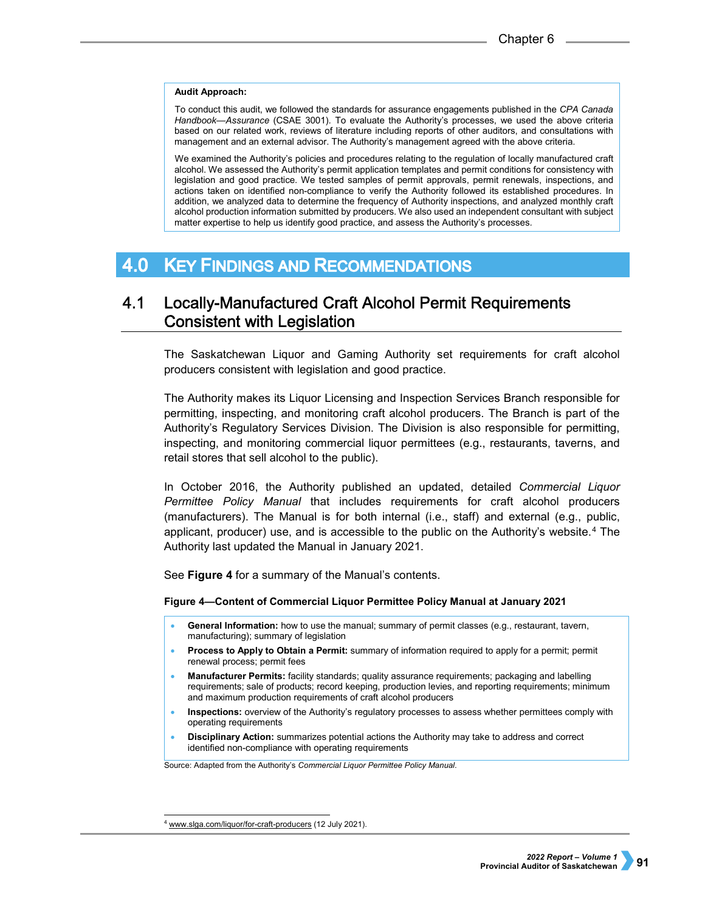**Audit Approach:**

To conduct this audit, we followed the standards for assurance engagements published in the *CPA Canada Handbook—Assurance* (CSAE 3001). To evaluate the Authority's processes, we used the above criteria based on our related work, reviews of literature including reports of other auditors, and consultations with management and an external advisor. The Authority's management agreed with the above criteria.

We examined the Authority's policies and procedures relating to the regulation of locally manufactured craft alcohol. We assessed the Authority's permit application templates and permit conditions for consistency with legislation and good practice. We tested samples of permit approvals, permit renewals, inspections, and actions taken on identified non-compliance to verify the Authority followed its established procedures. In addition, we analyzed data to determine the frequency of Authority inspections, and analyzed monthly craft alcohol production information submitted by producers. We also used an independent consultant with subject matter expertise to help us identify good practice, and assess the Authority's processes.

# 4.0 Key Findings and Recommendations

## 4.1 Locally-Manufactured Craft Alcohol Permit Requirements Consistent with Legislation

The Saskatchewan Liquor and Gaming Authority set requirements for craft alcohol producers consistent with legislation and good practice.

The Authority makes its Liquor Licensing and Inspection Services Branch responsible for permitting, inspecting, and monitoring craft alcohol producers. The Branch is part of the Authority's Regulatory Services Division. The Division is also responsible for permitting, inspecting, and monitoring commercial liquor permittees (e.g., restaurants, taverns, and retail stores that sell alcohol to the public).

In October 2016, the Authority published an updated, detailed *Commercial Liquor Permittee Policy Manual* that includes requirements for craft alcohol producers (manufacturers). The Manual is for both internal (i.e., staff) and external (e.g., public, applicant, producer) use, and is accessible to the public on the Authority's website.[4] The Authority last updated the Manual in January 2021.

See **Figure 4** for a summary of the Manual's contents.

**Figure 4—Content of Commercial Liquor Permittee Policy Manual at January 2021**

- **General Information:** how to use the manual; summary of permit classes (e.g., restaurant, tavern, manufacturing); summary of legislation
- **Process to Apply to Obtain a Permit:** summary of information required to apply for a permit; permit renewal process; permit fees
- **Manufacturer Permits:** facility standards; quality assurance requirements; packaging and labelling requirements; sale of products; record keeping, production levies, and reporting requirements; minimum and maximum production requirements of craft alcohol producers
- **Inspections:** overview of the Authority's regulatory processes to assess whether permittees comply with operating requirements
- **Disciplinary Action:** summarizes potential actions the Authority may take to address and correct identified non-compliance with operating requirements

Source: Adapted from the Authority's *Commercial Liquor Permittee Policy Manual*.

[4] www.slga.com/liquor/for-craft-producers (12 July 2021).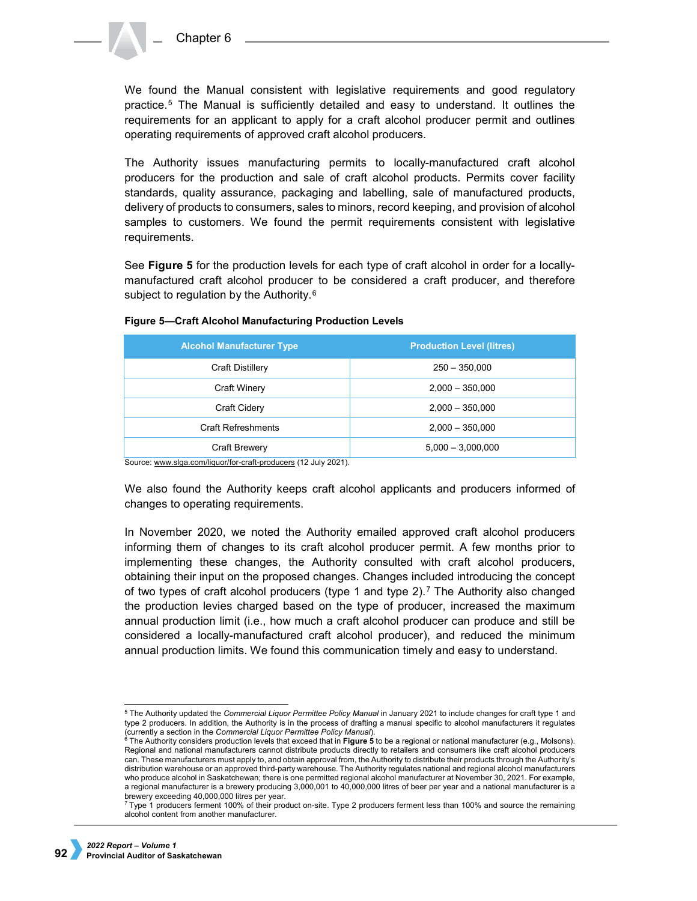We found the Manual consistent with legislative requirements and good regulatory practice.[5] The Manual is sufficiently detailed and easy to understand. It outlines the requirements for an applicant to apply for a craft alcohol producer permit and outlines operating requirements of approved craft alcohol producers.

The Authority issues manufacturing permits to locally-manufactured craft alcohol producers for the production and sale of craft alcohol products. Permits cover facility standards, quality assurance, packaging and labelling, sale of manufactured products, delivery of products to consumers, sales to minors, record keeping, and provision of alcohol samples to customers. We found the permit requirements consistent with legislative requirements.

See **Figure 5** for the production levels for each type of craft alcohol in order for a locally-manufactured craft alcohol producer to be considered a craft producer, and therefore subject to regulation by the Authority.[6]

**Figure 5—Craft Alcohol Manufacturing Production Levels**

| Alcohol Manufacturer Type | Production Level (litres) |
|---|---|
| Craft Distillery | 250 – 350,000 |
| Craft Winery | 2,000 – 350,000 |
| Craft Cidery | 2,000 – 350,000 |
| Craft Refreshments | 2,000 – 350,000 |
| Craft Brewery | 5,000 – 3,000,000 |

Source: www.slga.com/liquor/for-craft-producers (12 July 2021).

We also found the Authority keeps craft alcohol applicants and producers informed of changes to operating requirements.

In November 2020, we noted the Authority emailed approved craft alcohol producers informing them of changes to its craft alcohol producer permit. A few months prior to implementing these changes, the Authority consulted with craft alcohol producers, obtaining their input on the proposed changes. Changes included introducing the concept of two types of craft alcohol producers (type 1 and type 2).[7] The Authority also changed the production levies charged based on the type of producer, increased the maximum annual production limit (i.e., how much a craft alcohol producer can produce and still be considered a locally-manufactured craft alcohol producer), and reduced the minimum annual production limits. We found this communication timely and easy to understand.

---

[5] The Authority updated the *Commercial Liquor Permittee Policy Manual* in January 2021 to include changes for craft type 1 and type 2 producers. In addition, the Authority is in the process of drafting a manual specific to alcohol manufacturers it regulates (currently a section in the *Commercial Liquor Permittee Policy Manual*).

[6] The Authority considers production levels that exceed that in **Figure 5** to be a regional or national manufacturer (e.g., Molsons). Regional and national manufacturers cannot distribute products directly to retailers and consumers like craft alcohol producers can. These manufacturers must apply to, and obtain approval from, the Authority to distribute their products through the Authority's distribution warehouse or an approved third-party warehouse. The Authority regulates national and regional alcohol manufacturers who produce alcohol in Saskatchewan; there is one permitted regional alcohol manufacturer at November 30, 2021. For example, a regional manufacturer is a brewery producing 3,000,001 to 40,000,000 litres of beer per year and a national manufacturer is a brewery exceeding 40,000,000 litres per year.

[7] Type 1 producers ferment 100% of their product on-site. Type 2 producers ferment less than 100% and source the remaining alcohol content from another manufacturer.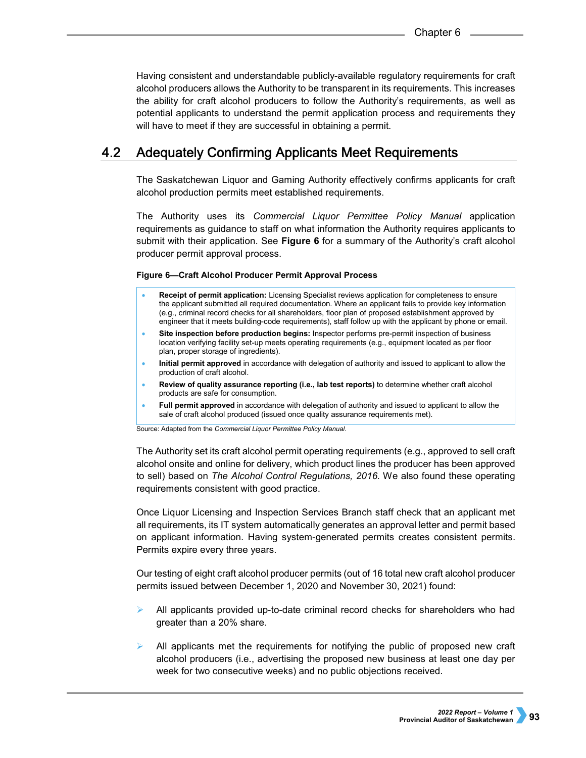Having consistent and understandable publicly-available regulatory requirements for craft alcohol producers allows the Authority to be transparent in its requirements. This increases the ability for craft alcohol producers to follow the Authority's requirements, as well as potential applicants to understand the permit application process and requirements they will have to meet if they are successful in obtaining a permit.

## 4.2 Adequately Confirming Applicants Meet Requirements

The Saskatchewan Liquor and Gaming Authority effectively confirms applicants for craft alcohol production permits meet established requirements.

The Authority uses its *Commercial Liquor Permittee Policy Manual* application requirements as guidance to staff on what information the Authority requires applicants to submit with their application. See **Figure 6** for a summary of the Authority's craft alcohol producer permit approval process.

**Figure 6—Craft Alcohol Producer Permit Approval Process**

- **Receipt of permit application:** Licensing Specialist reviews application for completeness to ensure the applicant submitted all required documentation. Where an applicant fails to provide key information (e.g., criminal record checks for all shareholders, floor plan of proposed establishment approved by engineer that it meets building-code requirements), staff follow up with the applicant by phone or email.
- **Site inspection before production begins:** Inspector performs pre-permit inspection of business location verifying facility set-up meets operating requirements (e.g., equipment located as per floor plan, proper storage of ingredients).
- **Initial permit approved** in accordance with delegation of authority and issued to applicant to allow the production of craft alcohol.
- **Review of quality assurance reporting (i.e., lab test reports)** to determine whether craft alcohol products are safe for consumption.
- **Full permit approved** in accordance with delegation of authority and issued to applicant to allow the sale of craft alcohol produced (issued once quality assurance requirements met).

Source: Adapted from the *Commercial Liquor Permittee Policy Manual*.

The Authority set its craft alcohol permit operating requirements (e.g., approved to sell craft alcohol onsite and online for delivery, which product lines the producer has been approved to sell) based on *The Alcohol Control Regulations, 2016.* We also found these operating requirements consistent with good practice.

Once Liquor Licensing and Inspection Services Branch staff check that an applicant met all requirements, its IT system automatically generates an approval letter and permit based on applicant information. Having system-generated permits creates consistent permits. Permits expire every three years.

Our testing of eight craft alcohol producer permits (out of 16 total new craft alcohol producer permits issued between December 1, 2020 and November 30, 2021) found:

- All applicants provided up-to-date criminal record checks for shareholders who had greater than a 20% share.
- All applicants met the requirements for notifying the public of proposed new craft alcohol producers (i.e., advertising the proposed new business at least one day per week for two consecutive weeks) and no public objections received.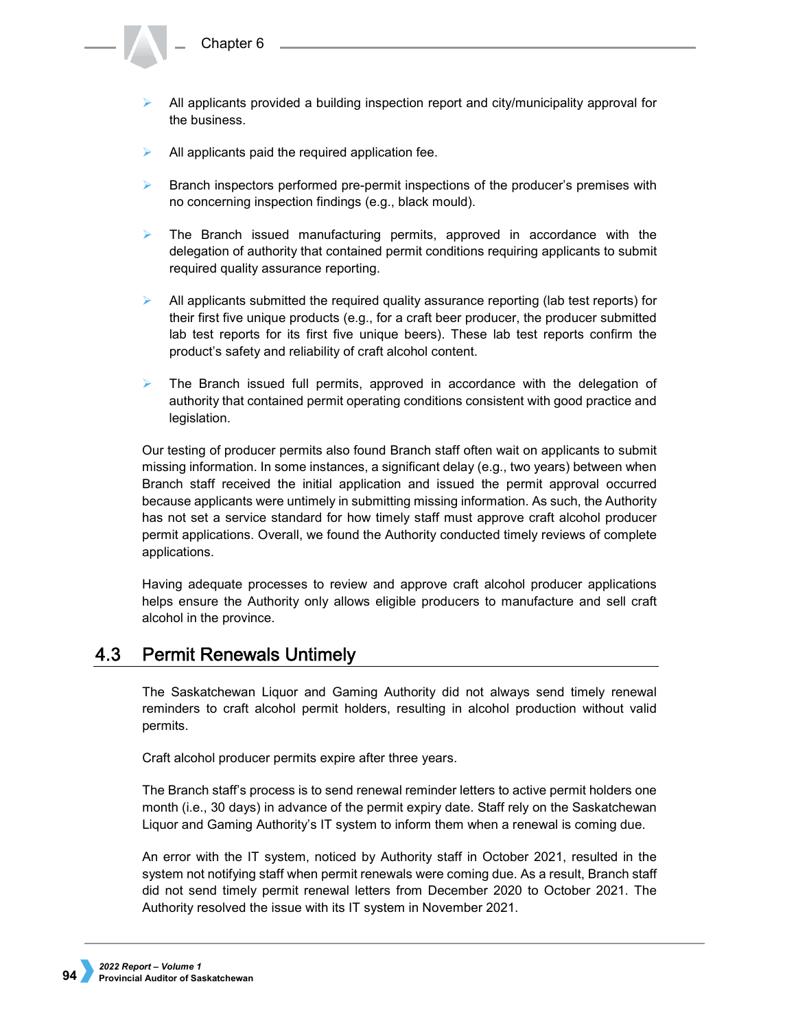- All applicants provided a building inspection report and city/municipality approval for the business.
- All applicants paid the required application fee.
- Branch inspectors performed pre-permit inspections of the producer's premises with no concerning inspection findings (e.g., black mould).
- The Branch issued manufacturing permits, approved in accordance with the delegation of authority that contained permit conditions requiring applicants to submit required quality assurance reporting.
- All applicants submitted the required quality assurance reporting (lab test reports) for their first five unique products (e.g., for a craft beer producer, the producer submitted lab test reports for its first five unique beers). These lab test reports confirm the product's safety and reliability of craft alcohol content.
- The Branch issued full permits, approved in accordance with the delegation of authority that contained permit operating conditions consistent with good practice and legislation.

Our testing of producer permits also found Branch staff often wait on applicants to submit missing information. In some instances, a significant delay (e.g., two years) between when Branch staff received the initial application and issued the permit approval occurred because applicants were untimely in submitting missing information. As such, the Authority has not set a service standard for how timely staff must approve craft alcohol producer permit applications. Overall, we found the Authority conducted timely reviews of complete applications.

Having adequate processes to review and approve craft alcohol producer applications helps ensure the Authority only allows eligible producers to manufacture and sell craft alcohol in the province.

## 4.3 Permit Renewals Untimely

The Saskatchewan Liquor and Gaming Authority did not always send timely renewal reminders to craft alcohol permit holders, resulting in alcohol production without valid permits.

Craft alcohol producer permits expire after three years.

The Branch staff's process is to send renewal reminder letters to active permit holders one month (i.e., 30 days) in advance of the permit expiry date. Staff rely on the Saskatchewan Liquor and Gaming Authority's IT system to inform them when a renewal is coming due.

An error with the IT system, noticed by Authority staff in October 2021, resulted in the system not notifying staff when permit renewals were coming due. As a result, Branch staff did not send timely permit renewal letters from December 2020 to October 2021. The Authority resolved the issue with its IT system in November 2021.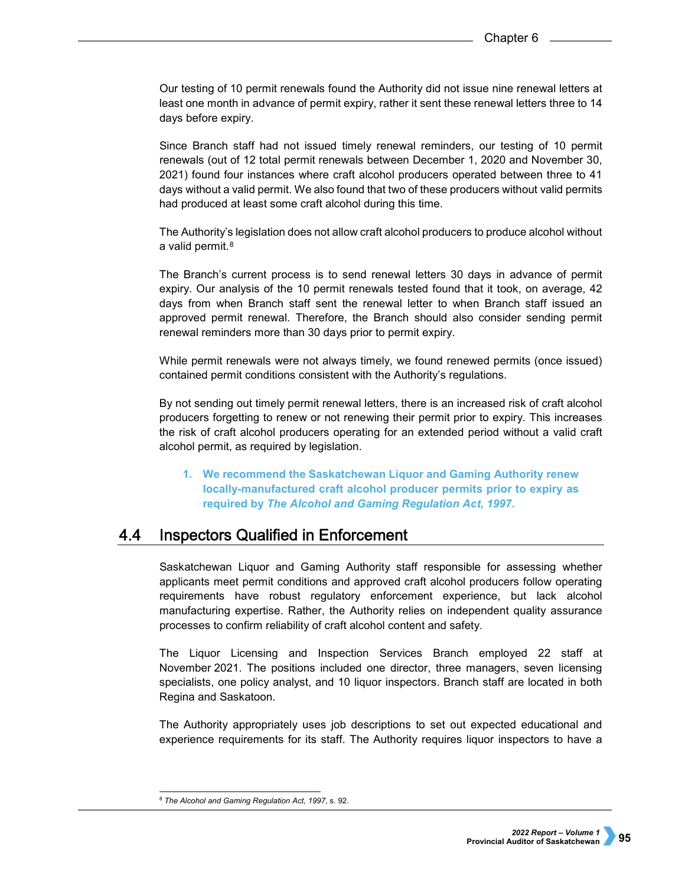Our testing of 10 permit renewals found the Authority did not issue nine renewal letters at least one month in advance of permit expiry, rather it sent these renewal letters three to 14 days before expiry.

Since Branch staff had not issued timely renewal reminders, our testing of 10 permit renewals (out of 12 total permit renewals between December 1, 2020 and November 30, 2021) found four instances where craft alcohol producers operated between three to 41 days without a valid permit. We also found that two of these producers without valid permits had produced at least some craft alcohol during this time.

The Authority's legislation does not allow craft alcohol producers to produce alcohol without a valid permit.[8]

The Branch's current process is to send renewal letters 30 days in advance of permit expiry. Our analysis of the 10 permit renewals tested found that it took, on average, 42 days from when Branch staff sent the renewal letter to when Branch staff issued an approved permit renewal. Therefore, the Branch should also consider sending permit renewal reminders more than 30 days prior to permit expiry.

While permit renewals were not always timely, we found renewed permits (once issued) contained permit conditions consistent with the Authority's regulations.

By not sending out timely permit renewal letters, there is an increased risk of craft alcohol producers forgetting to renew or not renewing their permit prior to expiry. This increases the risk of craft alcohol producers operating for an extended period without a valid craft alcohol permit, as required by legislation.

1. **We recommend the Saskatchewan Liquor and Gaming Authority renew locally-manufactured craft alcohol producer permits prior to expiry as required by *The Alcohol and Gaming Regulation Act, 1997*.**

## 4.4 Inspectors Qualified in Enforcement

Saskatchewan Liquor and Gaming Authority staff responsible for assessing whether applicants meet permit conditions and approved craft alcohol producers follow operating requirements have robust regulatory enforcement experience, but lack alcohol manufacturing expertise. Rather, the Authority relies on independent quality assurance processes to confirm reliability of craft alcohol content and safety.

The Liquor Licensing and Inspection Services Branch employed 22 staff at November 2021. The positions included one director, three managers, seven licensing specialists, one policy analyst, and 10 liquor inspectors. Branch staff are located in both Regina and Saskatoon.

The Authority appropriately uses job descriptions to set out expected educational and experience requirements for its staff. The Authority requires liquor inspectors to have a

[8] *The Alcohol and Gaming Regulation Act, 1997*, s. 92.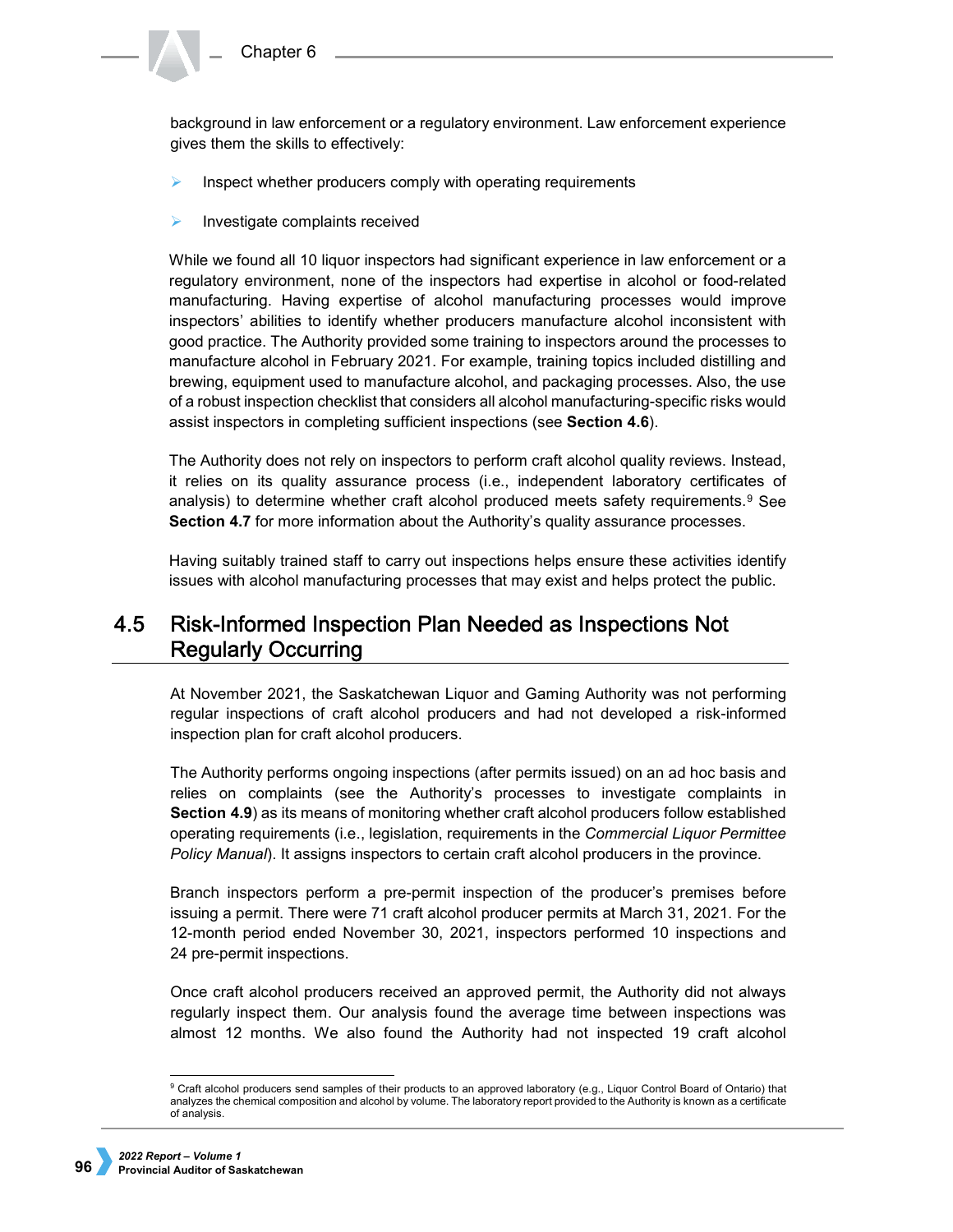background in law enforcement or a regulatory environment. Law enforcement experience gives them the skills to effectively:

- Inspect whether producers comply with operating requirements
- Investigate complaints received

While we found all 10 liquor inspectors had significant experience in law enforcement or a regulatory environment, none of the inspectors had expertise in alcohol or food-related manufacturing. Having expertise of alcohol manufacturing processes would improve inspectors' abilities to identify whether producers manufacture alcohol inconsistent with good practice. The Authority provided some training to inspectors around the processes to manufacture alcohol in February 2021. For example, training topics included distilling and brewing, equipment used to manufacture alcohol, and packaging processes. Also, the use of a robust inspection checklist that considers all alcohol manufacturing-specific risks would assist inspectors in completing sufficient inspections (see **Section 4.6**).

The Authority does not rely on inspectors to perform craft alcohol quality reviews. Instead, it relies on its quality assurance process (i.e., independent laboratory certificates of analysis) to determine whether craft alcohol produced meets safety requirements.[9] See **Section 4.7** for more information about the Authority's quality assurance processes.

Having suitably trained staff to carry out inspections helps ensure these activities identify issues with alcohol manufacturing processes that may exist and helps protect the public.

## 4.5 Risk-Informed Inspection Plan Needed as Inspections Not Regularly Occurring

At November 2021, the Saskatchewan Liquor and Gaming Authority was not performing regular inspections of craft alcohol producers and had not developed a risk-informed inspection plan for craft alcohol producers.

The Authority performs ongoing inspections (after permits issued) on an ad hoc basis and relies on complaints (see the Authority's processes to investigate complaints in **Section 4.9**) as its means of monitoring whether craft alcohol producers follow established operating requirements (i.e., legislation, requirements in the *Commercial Liquor Permittee Policy Manual*). It assigns inspectors to certain craft alcohol producers in the province.

Branch inspectors perform a pre-permit inspection of the producer's premises before issuing a permit. There were 71 craft alcohol producer permits at March 31, 2021. For the 12-month period ended November 30, 2021, inspectors performed 10 inspections and 24 pre-permit inspections.

Once craft alcohol producers received an approved permit, the Authority did not always regularly inspect them. Our analysis found the average time between inspections was almost 12 months. We also found the Authority had not inspected 19 craft alcohol

[9] Craft alcohol producers send samples of their products to an approved laboratory (e.g., Liquor Control Board of Ontario) that analyzes the chemical composition and alcohol by volume. The laboratory report provided to the Authority is known as a certificate of analysis.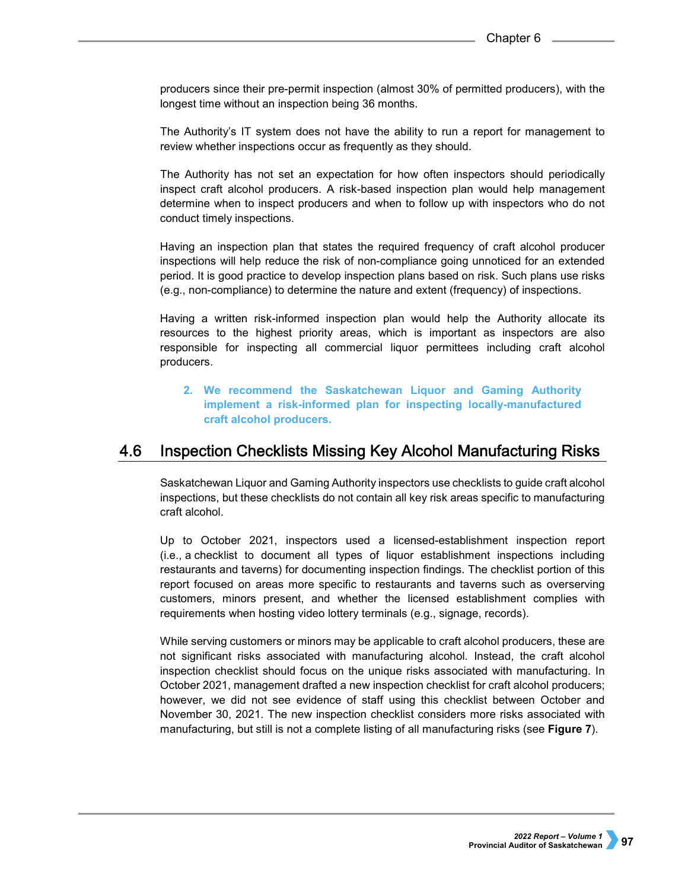producers since their pre-permit inspection (almost 30% of permitted producers), with the longest time without an inspection being 36 months.

The Authority's IT system does not have the ability to run a report for management to review whether inspections occur as frequently as they should.

The Authority has not set an expectation for how often inspectors should periodically inspect craft alcohol producers. A risk-based inspection plan would help management determine when to inspect producers and when to follow up with inspectors who do not conduct timely inspections.

Having an inspection plan that states the required frequency of craft alcohol producer inspections will help reduce the risk of non-compliance going unnoticed for an extended period. It is good practice to develop inspection plans based on risk. Such plans use risks (e.g., non-compliance) to determine the nature and extent (frequency) of inspections.

Having a written risk-informed inspection plan would help the Authority allocate its resources to the highest priority areas, which is important as inspectors are also responsible for inspecting all commercial liquor permittees including craft alcohol producers.

> **2. We recommend the Saskatchewan Liquor and Gaming Authority implement a risk-informed plan for inspecting locally-manufactured craft alcohol producers.**

## 4.6 Inspection Checklists Missing Key Alcohol Manufacturing Risks

Saskatchewan Liquor and Gaming Authority inspectors use checklists to guide craft alcohol inspections, but these checklists do not contain all key risk areas specific to manufacturing craft alcohol.

Up to October 2021, inspectors used a licensed-establishment inspection report (i.e., a checklist to document all types of liquor establishment inspections including restaurants and taverns) for documenting inspection findings. The checklist portion of this report focused on areas more specific to restaurants and taverns such as overserving customers, minors present, and whether the licensed establishment complies with requirements when hosting video lottery terminals (e.g., signage, records).

While serving customers or minors may be applicable to craft alcohol producers, these are not significant risks associated with manufacturing alcohol. Instead, the craft alcohol inspection checklist should focus on the unique risks associated with manufacturing. In October 2021, management drafted a new inspection checklist for craft alcohol producers; however, we did not see evidence of staff using this checklist between October and November 30, 2021. The new inspection checklist considers more risks associated with manufacturing, but still is not a complete listing of all manufacturing risks (see **Figure 7**).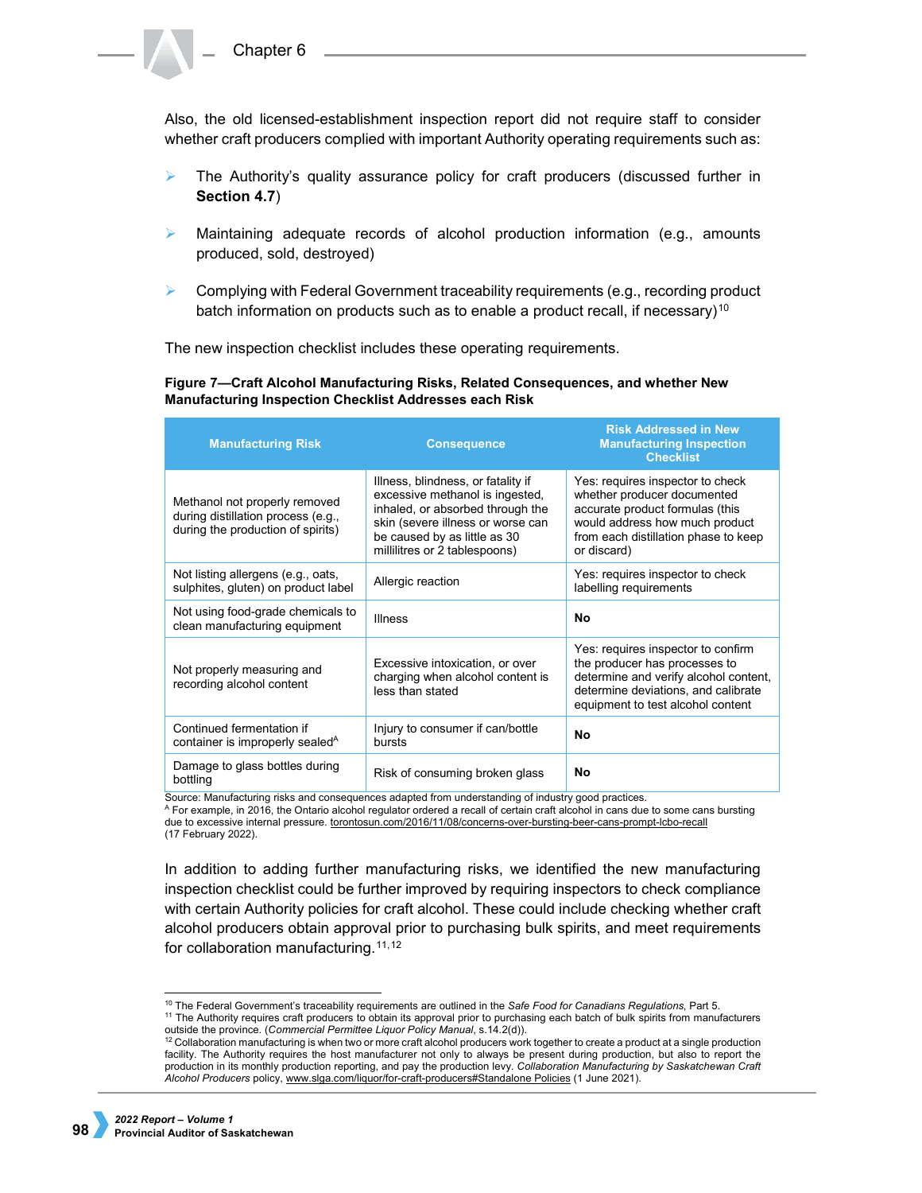Also, the old licensed-establishment inspection report did not require staff to consider whether craft producers complied with important Authority operating requirements such as:

- The Authority's quality assurance policy for craft producers (discussed further in **Section 4.7**)
- Maintaining adequate records of alcohol production information (e.g., amounts produced, sold, destroyed)
- Complying with Federal Government traceability requirements (e.g., recording product batch information on products such as to enable a product recall, if necessary)[10]

The new inspection checklist includes these operating requirements.

**Figure 7—Craft Alcohol Manufacturing Risks, Related Consequences, and whether New Manufacturing Inspection Checklist Addresses each Risk**

| Manufacturing Risk | Consequence | Risk Addressed in New Manufacturing Inspection Checklist |
| --- | --- | --- |
| Methanol not properly removed during distillation process (e.g., during the production of spirits) | Illness, blindness, or fatality if excessive methanol is ingested, inhaled, or absorbed through the skin (severe illness or worse can be caused by as little as 30 millilitres or 2 tablespoons) | Yes: requires inspector to check whether producer documented accurate product formulas (this would address how much product from each distillation phase to keep or discard) |
| Not listing allergens (e.g., oats, sulphites, gluten) on product label | Allergic reaction | Yes: requires inspector to check labelling requirements |
| Not using food-grade chemicals to clean manufacturing equipment | Illness | **No** |
| Not properly measuring and recording alcohol content | Excessive intoxication, or over charging when alcohol content is less than stated | Yes: requires inspector to confirm the producer has processes to determine and verify alcohol content, determine deviations, and calibrate equipment to test alcohol content |
| Continued fermentation if container is improperly sealed[A] | Injury to consumer if can/bottle bursts | **No** |
| Damage to glass bottles during bottling | Risk of consuming broken glass | **No** |

Source: Manufacturing risks and consequences adapted from understanding of industry good practices.
[A] For example, in 2016, the Ontario alcohol regulator ordered a recall of certain craft alcohol in cans due to some cans bursting due to excessive internal pressure. torontosun.com/2016/11/08/concerns-over-bursting-beer-cans-prompt-lcbo-recall (17 February 2022).

In addition to adding further manufacturing risks, we identified the new manufacturing inspection checklist could be further improved by requiring inspectors to check compliance with certain Authority policies for craft alcohol. These could include checking whether craft alcohol producers obtain approval prior to purchasing bulk spirits, and meet requirements for collaboration manufacturing.[11,12]

[10] The Federal Government's traceability requirements are outlined in the *Safe Food for Canadians Regulations*, Part 5.
[11] The Authority requires craft producers to obtain its approval prior to purchasing each batch of bulk spirits from manufacturers outside the province. (*Commercial Permittee Liquor Policy Manual*, s.14.2(d)).
[12] Collaboration manufacturing is when two or more craft alcohol producers work together to create a product at a single production facility. The Authority requires the host manufacturer not only to always be present during production, but also to report the production in its monthly production reporting, and pay the production levy. *Collaboration Manufacturing by Saskatchewan Craft Alcohol Producers* policy, www.slga.com/liquor/for-craft-producers#Standalone Policies (1 June 2021).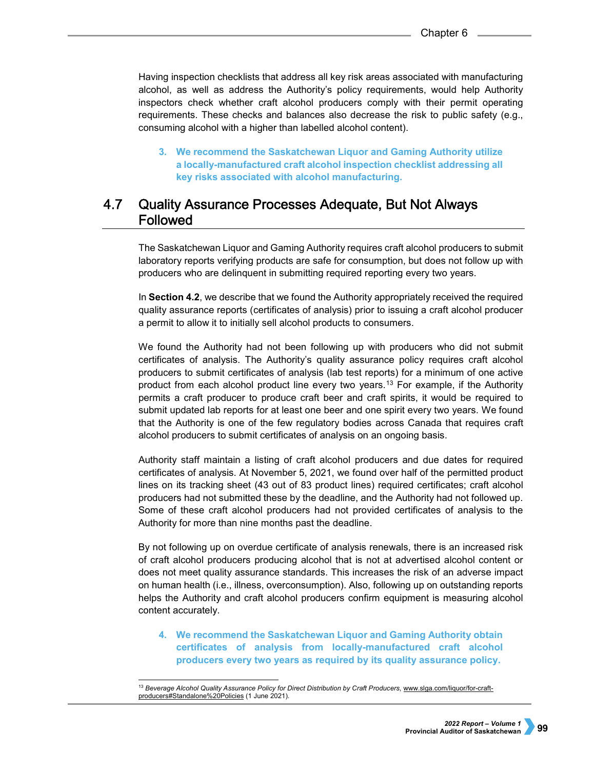Having inspection checklists that address all key risk areas associated with manufacturing alcohol, as well as address the Authority's policy requirements, would help Authority inspectors check whether craft alcohol producers comply with their permit operating requirements. These checks and balances also decrease the risk to public safety (e.g., consuming alcohol with a higher than labelled alcohol content).

> **3. We recommend the Saskatchewan Liquor and Gaming Authority utilize a locally-manufactured craft alcohol inspection checklist addressing all key risks associated with alcohol manufacturing.**

## 4.7 Quality Assurance Processes Adequate, But Not Always Followed

The Saskatchewan Liquor and Gaming Authority requires craft alcohol producers to submit laboratory reports verifying products are safe for consumption, but does not follow up with producers who are delinquent in submitting required reporting every two years.

In **Section 4.2**, we describe that we found the Authority appropriately received the required quality assurance reports (certificates of analysis) prior to issuing a craft alcohol producer a permit to allow it to initially sell alcohol products to consumers.

We found the Authority had not been following up with producers who did not submit certificates of analysis. The Authority's quality assurance policy requires craft alcohol producers to submit certificates of analysis (lab test reports) for a minimum of one active product from each alcohol product line every two years.[13] For example, if the Authority permits a craft producer to produce craft beer and craft spirits, it would be required to submit updated lab reports for at least one beer and one spirit every two years. We found that the Authority is one of the few regulatory bodies across Canada that requires craft alcohol producers to submit certificates of analysis on an ongoing basis.

Authority staff maintain a listing of craft alcohol producers and due dates for required certificates of analysis. At November 5, 2021, we found over half of the permitted product lines on its tracking sheet (43 out of 83 product lines) required certificates; craft alcohol producers had not submitted these by the deadline, and the Authority had not followed up. Some of these craft alcohol producers had not provided certificates of analysis to the Authority for more than nine months past the deadline.

By not following up on overdue certificate of analysis renewals, there is an increased risk of craft alcohol producers producing alcohol that is not at advertised alcohol content or does not meet quality assurance standards. This increases the risk of an adverse impact on human health (i.e., illness, overconsumption). Also, following up on outstanding reports helps the Authority and craft alcohol producers confirm equipment is measuring alcohol content accurately.

> **4. We recommend the Saskatchewan Liquor and Gaming Authority obtain certificates of analysis from locally-manufactured craft alcohol producers every two years as required by its quality assurance policy.**

---

[13] *Beverage Alcohol Quality Assurance Policy for Direct Distribution by Craft Producers*, www.slga.com/liquor/for-craft-producers#Standalone%20Policies (1 June 2021).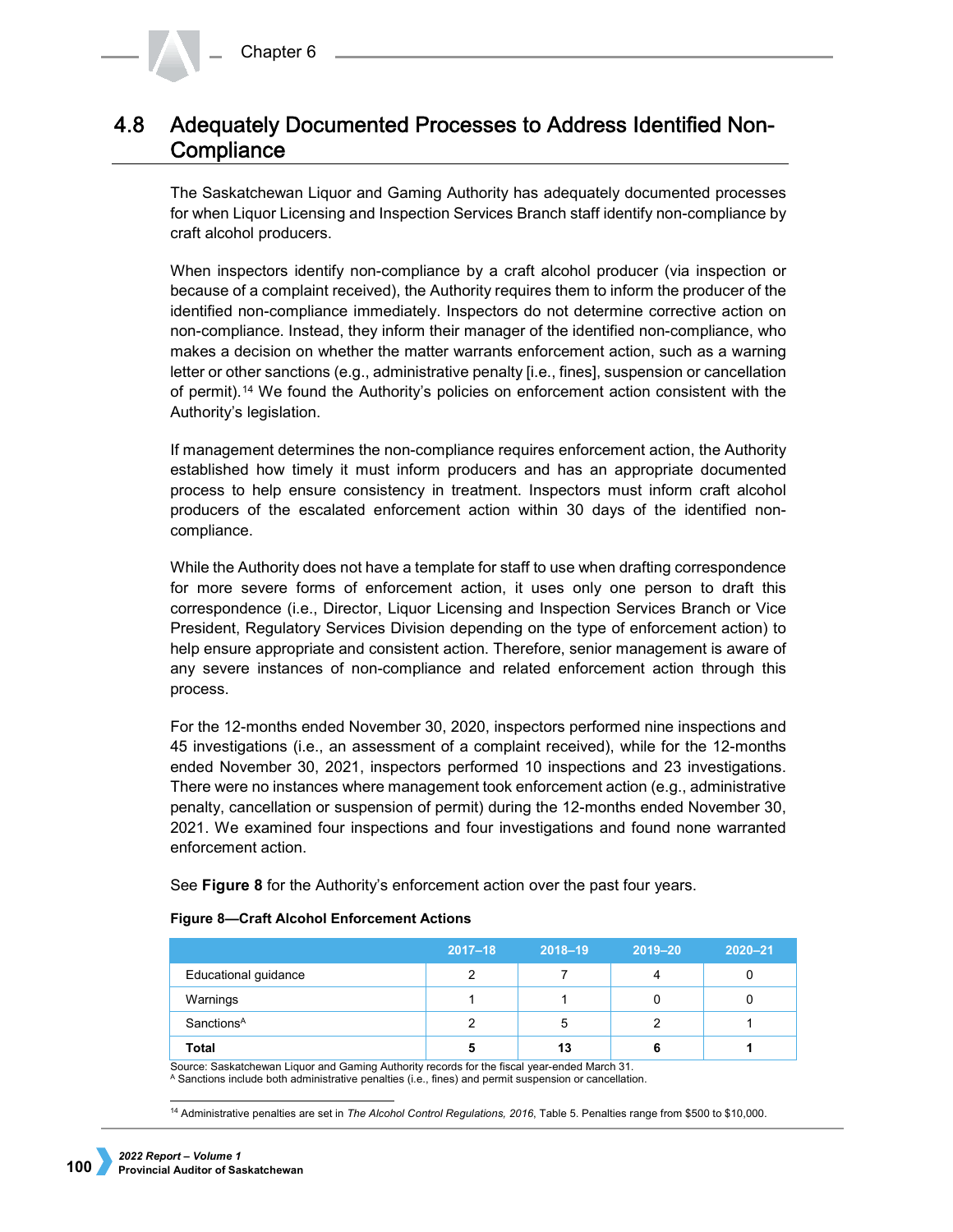## 4.8 Adequately Documented Processes to Address Identified Non-Compliance

The Saskatchewan Liquor and Gaming Authority has adequately documented processes for when Liquor Licensing and Inspection Services Branch staff identify non-compliance by craft alcohol producers.

When inspectors identify non-compliance by a craft alcohol producer (via inspection or because of a complaint received), the Authority requires them to inform the producer of the identified non-compliance immediately. Inspectors do not determine corrective action on non-compliance. Instead, they inform their manager of the identified non-compliance, who makes a decision on whether the matter warrants enforcement action, such as a warning letter or other sanctions (e.g., administrative penalty [i.e., fines], suspension or cancellation of permit).[14] We found the Authority's policies on enforcement action consistent with the Authority's legislation.

If management determines the non-compliance requires enforcement action, the Authority established how timely it must inform producers and has an appropriate documented process to help ensure consistency in treatment. Inspectors must inform craft alcohol producers of the escalated enforcement action within 30 days of the identified non-compliance.

While the Authority does not have a template for staff to use when drafting correspondence for more severe forms of enforcement action, it uses only one person to draft this correspondence (i.e., Director, Liquor Licensing and Inspection Services Branch or Vice President, Regulatory Services Division depending on the type of enforcement action) to help ensure appropriate and consistent action. Therefore, senior management is aware of any severe instances of non-compliance and related enforcement action through this process.

For the 12-months ended November 30, 2020, inspectors performed nine inspections and 45 investigations (i.e., an assessment of a complaint received), while for the 12-months ended November 30, 2021, inspectors performed 10 inspections and 23 investigations. There were no instances where management took enforcement action (e.g., administrative penalty, cancellation or suspension of permit) during the 12-months ended November 30, 2021. We examined four inspections and four investigations and found none warranted enforcement action.

See **Figure 8** for the Authority's enforcement action over the past four years.

**Figure 8—Craft Alcohol Enforcement Actions**

| | 2017–18 | 2018–19 | 2019–20 | 2020–21 |
|---|---|---|---|---|
| Educational guidance | 2 | 7 | 4 | 0 |
| Warnings | 1 | 1 | 0 | 0 |
| Sanctions[A] | 2 | 5 | 2 | 1 |
| **Total** | **5** | **13** | **6** | **1** |

Source: Saskatchewan Liquor and Gaming Authority records for the fiscal year-ended March 31.
[A] Sanctions include both administrative penalties (i.e., fines) and permit suspension or cancellation.

[14] Administrative penalties are set in *The Alcohol Control Regulations, 2016*, Table 5. Penalties range from $500 to $10,000.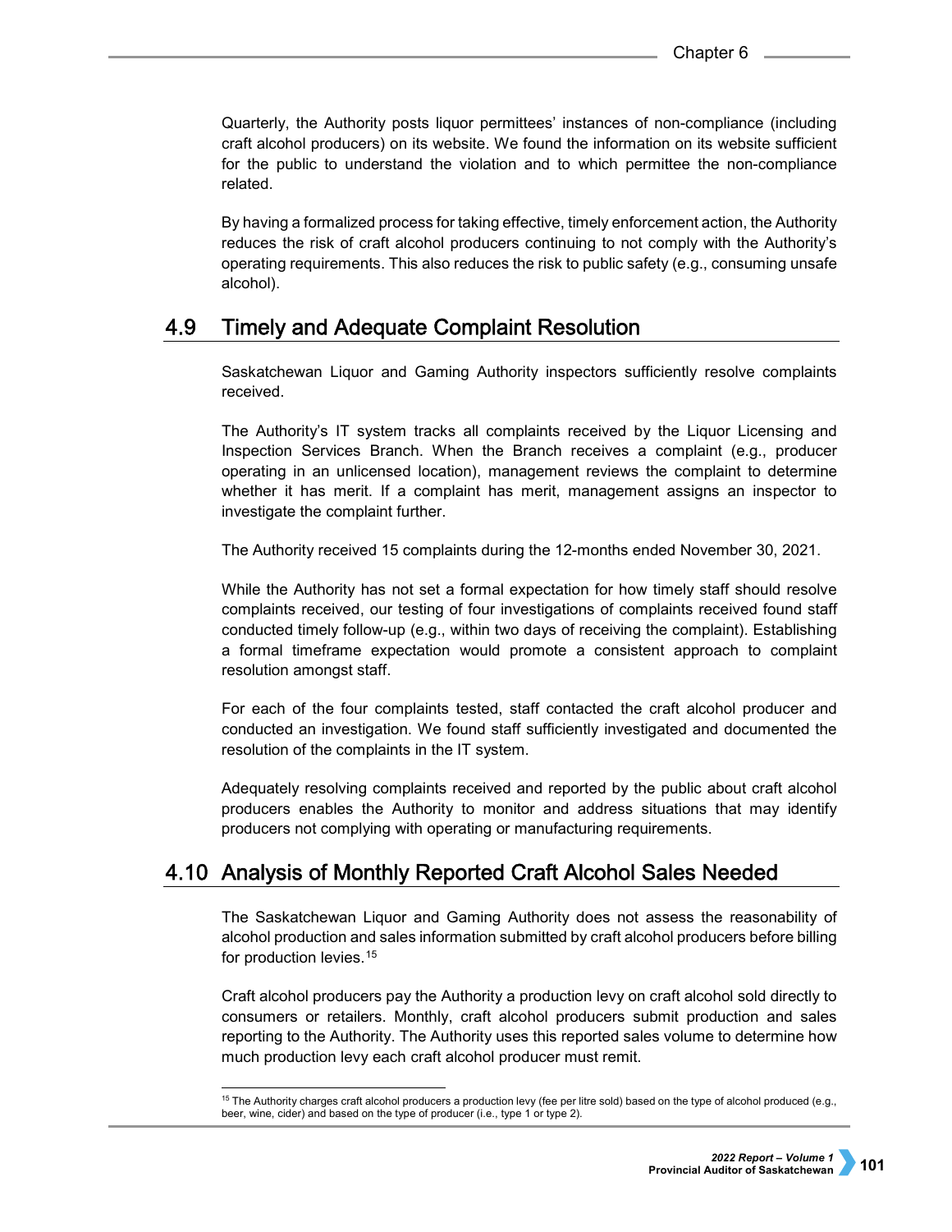Quarterly, the Authority posts liquor permittees' instances of non-compliance (including craft alcohol producers) on its website. We found the information on its website sufficient for the public to understand the violation and to which permittee the non-compliance related.

By having a formalized process for taking effective, timely enforcement action, the Authority reduces the risk of craft alcohol producers continuing to not comply with the Authority's operating requirements. This also reduces the risk to public safety (e.g., consuming unsafe alcohol).

## 4.9 Timely and Adequate Complaint Resolution

Saskatchewan Liquor and Gaming Authority inspectors sufficiently resolve complaints received.

The Authority's IT system tracks all complaints received by the Liquor Licensing and Inspection Services Branch. When the Branch receives a complaint (e.g., producer operating in an unlicensed location), management reviews the complaint to determine whether it has merit. If a complaint has merit, management assigns an inspector to investigate the complaint further.

The Authority received 15 complaints during the 12-months ended November 30, 2021.

While the Authority has not set a formal expectation for how timely staff should resolve complaints received, our testing of four investigations of complaints received found staff conducted timely follow-up (e.g., within two days of receiving the complaint). Establishing a formal timeframe expectation would promote a consistent approach to complaint resolution amongst staff.

For each of the four complaints tested, staff contacted the craft alcohol producer and conducted an investigation. We found staff sufficiently investigated and documented the resolution of the complaints in the IT system.

Adequately resolving complaints received and reported by the public about craft alcohol producers enables the Authority to monitor and address situations that may identify producers not complying with operating or manufacturing requirements.

## 4.10 Analysis of Monthly Reported Craft Alcohol Sales Needed

The Saskatchewan Liquor and Gaming Authority does not assess the reasonability of alcohol production and sales information submitted by craft alcohol producers before billing for production levies.[15]

Craft alcohol producers pay the Authority a production levy on craft alcohol sold directly to consumers or retailers. Monthly, craft alcohol producers submit production and sales reporting to the Authority. The Authority uses this reported sales volume to determine how much production levy each craft alcohol producer must remit.

[15] The Authority charges craft alcohol producers a production levy (fee per litre sold) based on the type of alcohol produced (e.g., beer, wine, cider) and based on the type of producer (i.e., type 1 or type 2).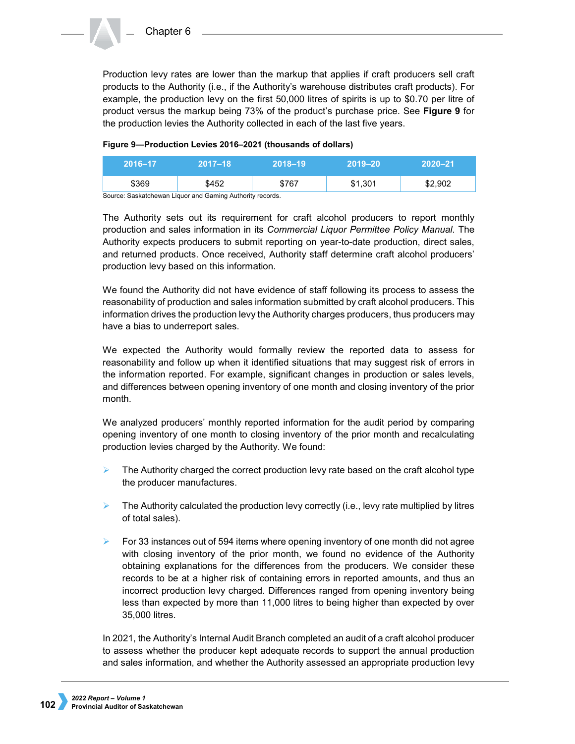Production levy rates are lower than the markup that applies if craft producers sell craft products to the Authority (i.e., if the Authority's warehouse distributes craft products). For example, the production levy on the first 50,000 litres of spirits is up to $0.70 per litre of product versus the markup being 73% of the product's purchase price. See **Figure 9** for the production levies the Authority collected in each of the last five years.

**Figure 9—Production Levies 2016–2021 (thousands of dollars)**

| 2016–17 | 2017–18 | 2018–19 | 2019–20 | 2020–21 |
|---|---|---|---|---|
| $369 | $452 | $767 | $1,301 | $2,902 |

Source: Saskatchewan Liquor and Gaming Authority records.

The Authority sets out its requirement for craft alcohol producers to report monthly production and sales information in its *Commercial Liquor Permittee Policy Manual*. The Authority expects producers to submit reporting on year-to-date production, direct sales, and returned products. Once received, Authority staff determine craft alcohol producers' production levy based on this information.

We found the Authority did not have evidence of staff following its process to assess the reasonability of production and sales information submitted by craft alcohol producers. This information drives the production levy the Authority charges producers, thus producers may have a bias to underreport sales.

We expected the Authority would formally review the reported data to assess for reasonability and follow up when it identified situations that may suggest risk of errors in the information reported. For example, significant changes in production or sales levels, and differences between opening inventory of one month and closing inventory of the prior month.

We analyzed producers' monthly reported information for the audit period by comparing opening inventory of one month to closing inventory of the prior month and recalculating production levies charged by the Authority. We found:

- The Authority charged the correct production levy rate based on the craft alcohol type the producer manufactures.
- The Authority calculated the production levy correctly (i.e., levy rate multiplied by litres of total sales).
- For 33 instances out of 594 items where opening inventory of one month did not agree with closing inventory of the prior month, we found no evidence of the Authority obtaining explanations for the differences from the producers. We consider these records to be at a higher risk of containing errors in reported amounts, and thus an incorrect production levy charged. Differences ranged from opening inventory being less than expected by more than 11,000 litres to being higher than expected by over 35,000 litres.

In 2021, the Authority's Internal Audit Branch completed an audit of a craft alcohol producer to assess whether the producer kept adequate records to support the annual production and sales information, and whether the Authority assessed an appropriate production levy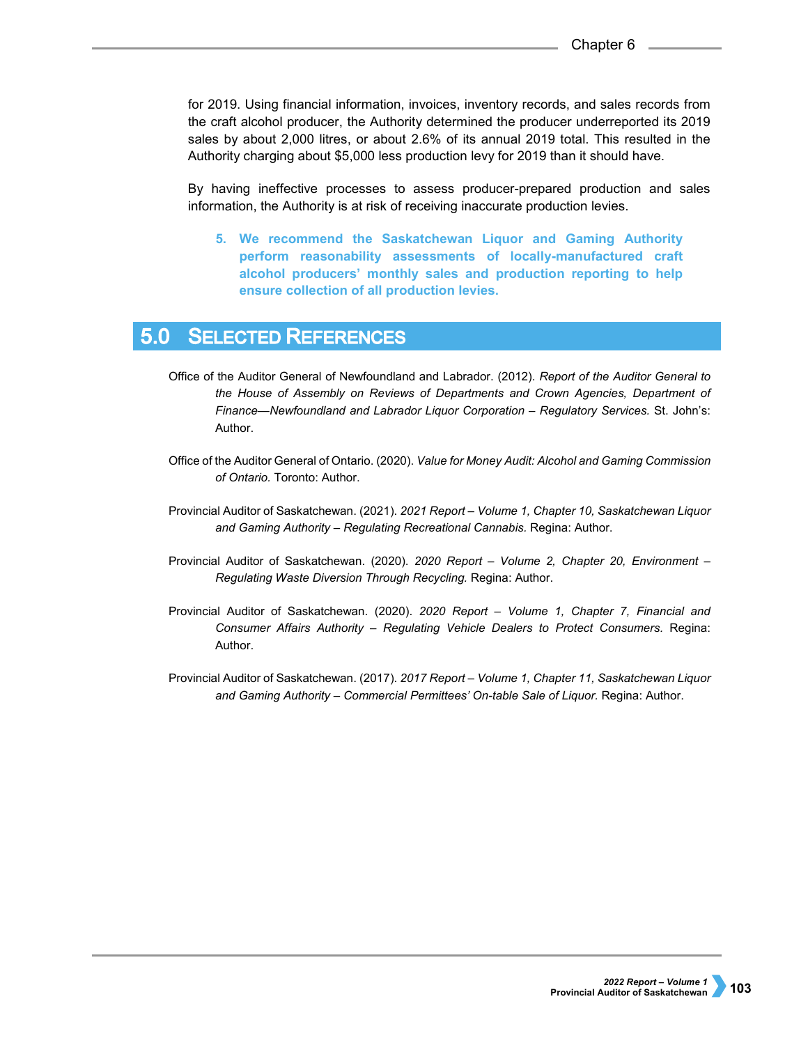for 2019. Using financial information, invoices, inventory records, and sales records from the craft alcohol producer, the Authority determined the producer underreported its 2019 sales by about 2,000 litres, or about 2.6% of its annual 2019 total. This resulted in the Authority charging about $5,000 less production levy for 2019 than it should have.

By having ineffective processes to assess producer-prepared production and sales information, the Authority is at risk of receiving inaccurate production levies.

> **5. We recommend the Saskatchewan Liquor and Gaming Authority perform reasonability assessments of locally-manufactured craft alcohol producers' monthly sales and production reporting to help ensure collection of all production levies.**

## 5.0 Selected References

Office of the Auditor General of Newfoundland and Labrador. (2012). *Report of the Auditor General to the House of Assembly on Reviews of Departments and Crown Agencies, Department of Finance—Newfoundland and Labrador Liquor Corporation – Regulatory Services.* St. John's: Author.

Office of the Auditor General of Ontario. (2020). *Value for Money Audit: Alcohol and Gaming Commission of Ontario.* Toronto: Author.

Provincial Auditor of Saskatchewan. (2021). *2021 Report – Volume 1, Chapter 10, Saskatchewan Liquor and Gaming Authority – Regulating Recreational Cannabis.* Regina: Author.

Provincial Auditor of Saskatchewan. (2020). *2020 Report – Volume 2, Chapter 20, Environment – Regulating Waste Diversion Through Recycling.* Regina: Author.

Provincial Auditor of Saskatchewan. (2020). *2020 Report – Volume 1, Chapter 7, Financial and Consumer Affairs Authority – Regulating Vehicle Dealers to Protect Consumers.* Regina: Author.

Provincial Auditor of Saskatchewan. (2017). *2017 Report – Volume 1, Chapter 11, Saskatchewan Liquor and Gaming Authority – Commercial Permittees' On-table Sale of Liquor.* Regina: Author.